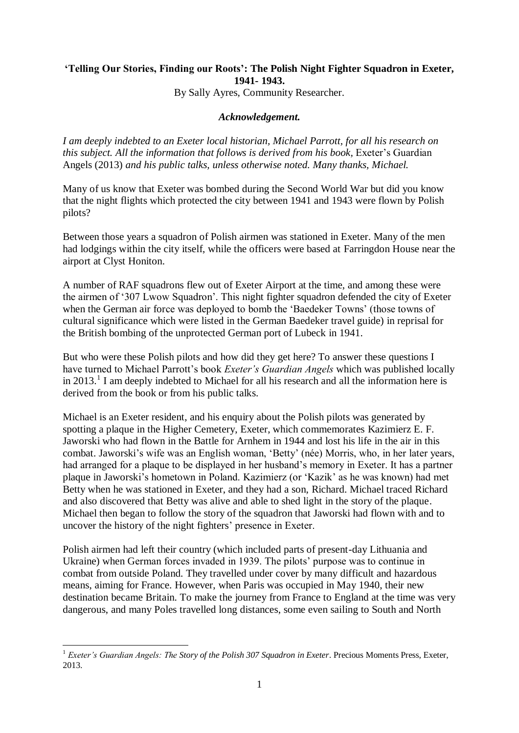# 'Telling Our Stories, Finding our Roots': The Polish Night Fighter Squadron in Exeter, 1941- 1943.

By Sally Ayres, Community Researcher.

## *Acknowledgement.*

*I am deeply indebted to an Exeter local historian, Michael Parrott, for all his research on this subject. All the information that follows is derived from his book,* Exeter's Guardian Angels (2013) *and his public talks, unless otherwise noted. Many thanks, Michael.*

Many of us know that Exeter was bombed during the Second World War but did you know that the night flights which protected the city between 1941 and 1943 were flown by Polish pilots?

Between those years a squadron of Polish airmen was stationed in Exeter. Many of the men had lodgings within the city itself, while the officers were based at Farringdon House near the airport at Clyst Honiton.

A number of RAF squadrons flew out of Exeter Airport at the time, and among these were the airmen of '307 Lwow Squadron'. This night fighter squadron defended the city of Exeter when the German air force was deployed to bomb the 'Baedeker Towns' (those towns of cultural significance which were listed in the German Baedeker travel guide) in reprisal for the British bombing of the unprotected German port of Lubeck in 1941.

But who were these Polish pilots and how did they get here? To answer these questions I have turned to Michael Parrott's book *Exeter's Guardian Angels* which was published locally in 2013.[1] I am deeply indebted to Michael for all his research and all the information here is derived from the book or from his public talks.

Michael is an Exeter resident, and his enquiry about the Polish pilots was generated by spotting a plaque in the Higher Cemetery, Exeter, which commemorates Kazimierz E. F. Jaworski who had flown in the Battle for Arnhem in 1944 and lost his life in the air in this combat. Jaworski's wife was an English woman, 'Betty' (née) Morris, who, in her later years, had arranged for a plaque to be displayed in her husband's memory in Exeter. It has a partner plaque in Jaworski's hometown in Poland. Kazimierz (or 'Kazik' as he was known) had met Betty when he was stationed in Exeter, and they had a son, Richard. Michael traced Richard and also discovered that Betty was alive and able to shed light in the story of the plaque. Michael then began to follow the story of the squadron that Jaworski had flown with and to uncover the history of the night fighters' presence in Exeter.

Polish airmen had left their country (which included parts of present-day Lithuania and Ukraine) when German forces invaded in 1939. The pilots' purpose was to continue in combat from outside Poland. They travelled under cover by many difficult and hazardous means, aiming for France. However, when Paris was occupied in May 1940, their new destination became Britain. To make the journey from France to England at the time was very dangerous, and many Poles travelled long distances, some even sailing to South and North

---

[1] *Exeter's Guardian Angels: The Story of the Polish 307 Squadron in Exeter*. Precious Moments Press, Exeter, 2013.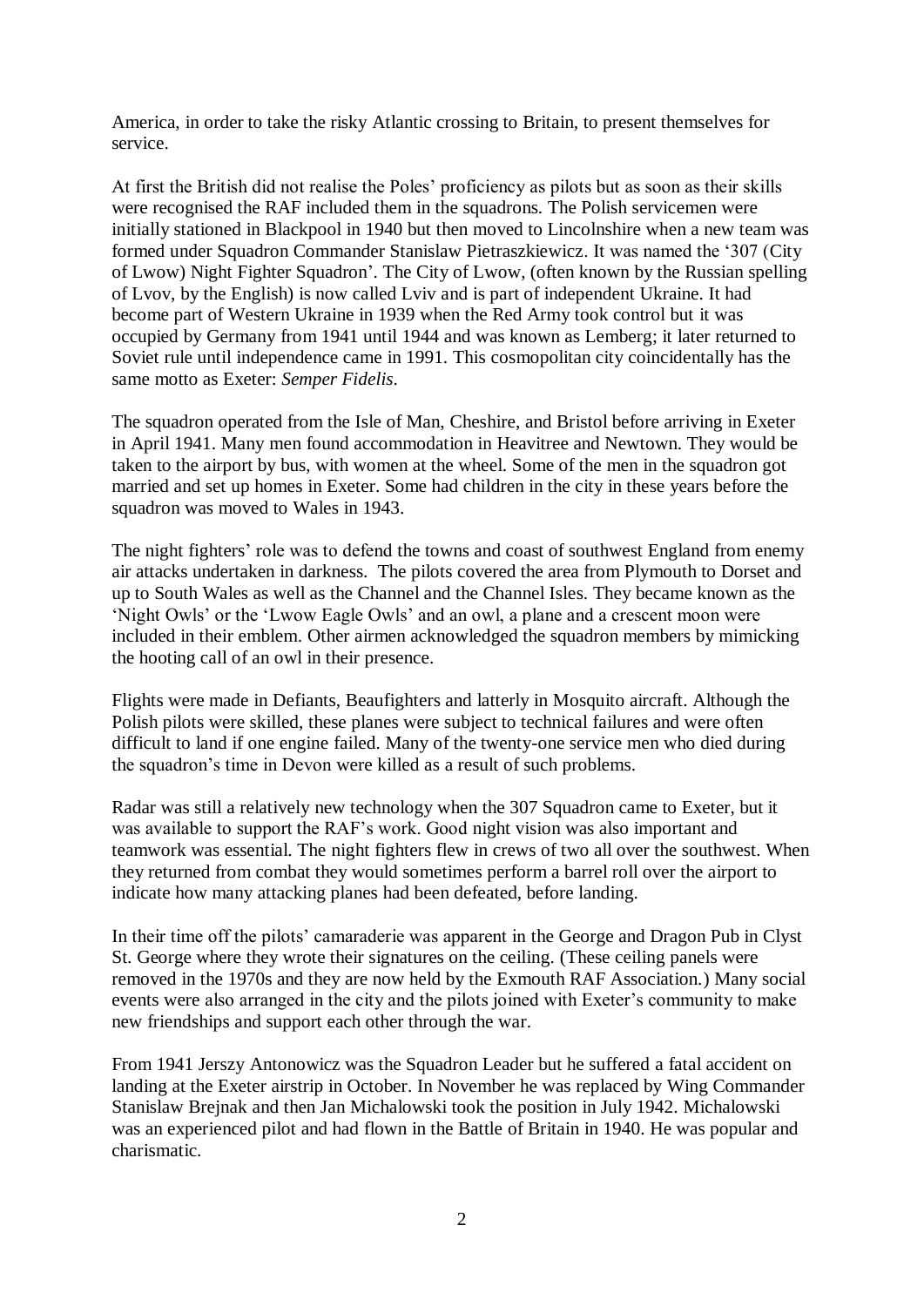America, in order to take the risky Atlantic crossing to Britain, to present themselves for service.

At first the British did not realise the Poles' proficiency as pilots but as soon as their skills were recognised the RAF included them in the squadrons. The Polish servicemen were initially stationed in Blackpool in 1940 but then moved to Lincolnshire when a new team was formed under Squadron Commander Stanislaw Pietraszkiewicz. It was named the '307 (City of Lwow) Night Fighter Squadron'. The City of Lwow, (often known by the Russian spelling of Lvov, by the English) is now called Lviv and is part of independent Ukraine. It had become part of Western Ukraine in 1939 when the Red Army took control but it was occupied by Germany from 1941 until 1944 and was known as Lemberg; it later returned to Soviet rule until independence came in 1991. This cosmopolitan city coincidentally has the same motto as Exeter: *Semper Fidelis*.

The squadron operated from the Isle of Man, Cheshire, and Bristol before arriving in Exeter in April 1941. Many men found accommodation in Heavitree and Newtown. They would be taken to the airport by bus, with women at the wheel. Some of the men in the squadron got married and set up homes in Exeter. Some had children in the city in these years before the squadron was moved to Wales in 1943.

The night fighters' role was to defend the towns and coast of southwest England from enemy air attacks undertaken in darkness. The pilots covered the area from Plymouth to Dorset and up to South Wales as well as the Channel and the Channel Isles. They became known as the 'Night Owls' or the 'Lwow Eagle Owls' and an owl, a plane and a crescent moon were included in their emblem. Other airmen acknowledged the squadron members by mimicking the hooting call of an owl in their presence.

Flights were made in Defiants, Beaufighters and latterly in Mosquito aircraft. Although the Polish pilots were skilled, these planes were subject to technical failures and were often difficult to land if one engine failed. Many of the twenty-one service men who died during the squadron's time in Devon were killed as a result of such problems.

Radar was still a relatively new technology when the 307 Squadron came to Exeter, but it was available to support the RAF's work. Good night vision was also important and teamwork was essential. The night fighters flew in crews of two all over the southwest. When they returned from combat they would sometimes perform a barrel roll over the airport to indicate how many attacking planes had been defeated, before landing.

In their time off the pilots' camaraderie was apparent in the George and Dragon Pub in Clyst St. George where they wrote their signatures on the ceiling. (These ceiling panels were removed in the 1970s and they are now held by the Exmouth RAF Association.) Many social events were also arranged in the city and the pilots joined with Exeter's community to make new friendships and support each other through the war.

From 1941 Jerszy Antonowicz was the Squadron Leader but he suffered a fatal accident on landing at the Exeter airstrip in October. In November he was replaced by Wing Commander Stanislaw Brejnak and then Jan Michalowski took the position in July 1942. Michalowski was an experienced pilot and had flown in the Battle of Britain in 1940. He was popular and charismatic.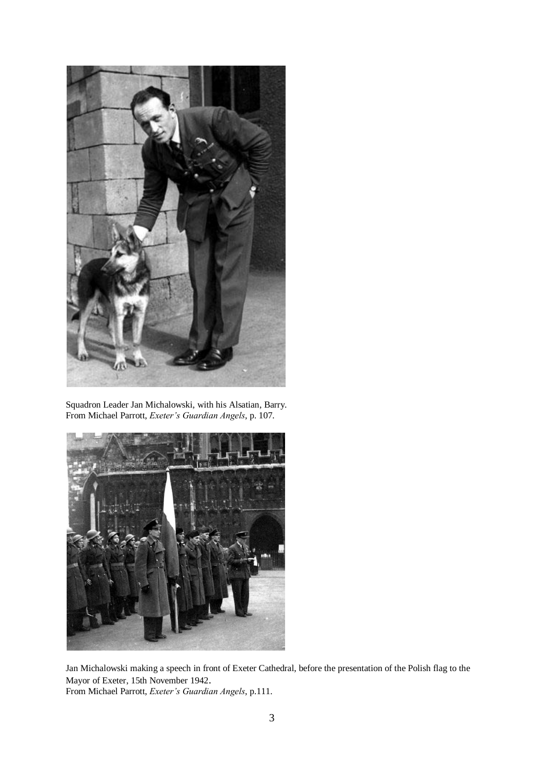Squadron Leader Jan Michalowski, with his Alsatian, Barry.
From Michael Parrott, *Exeter's Guardian Angels*, p. 107.

Jan Michalowski making a speech in front of Exeter Cathedral, before the presentation of the Polish flag to the Mayor of Exeter, 15th November 1942.
From Michael Parrott, *Exeter's Guardian Angels*, p.111.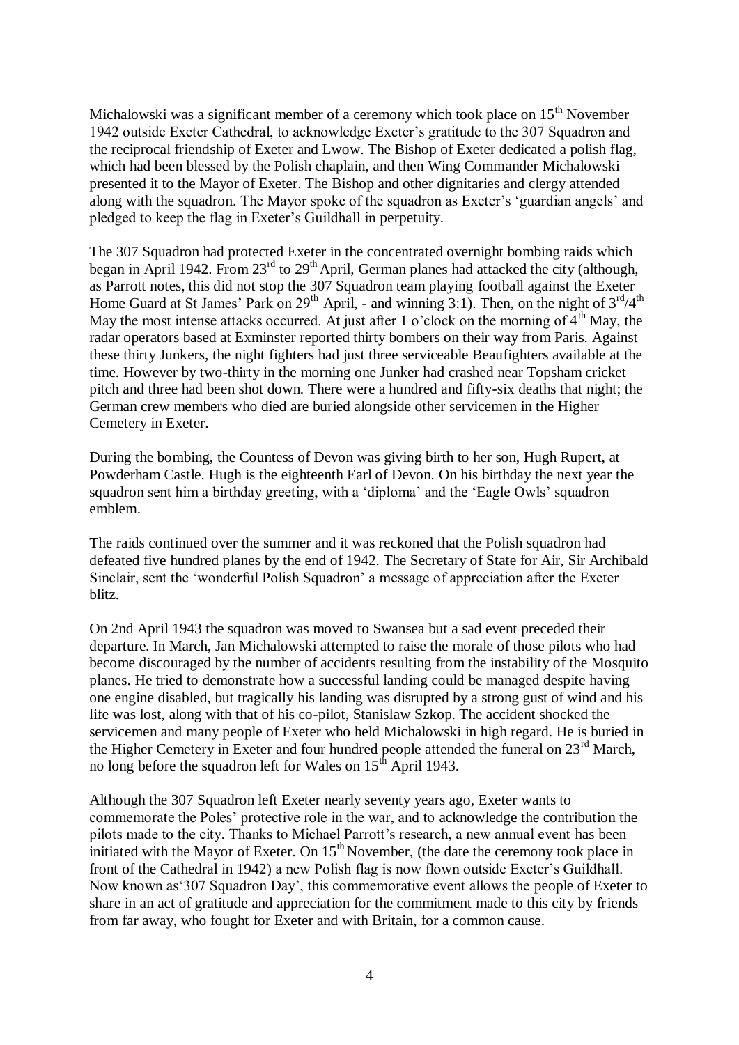Michalowski was a significant member of a ceremony which took place on 15th November 1942 outside Exeter Cathedral, to acknowledge Exeter's gratitude to the 307 Squadron and the reciprocal friendship of Exeter and Lwow. The Bishop of Exeter dedicated a polish flag, which had been blessed by the Polish chaplain, and then Wing Commander Michalowski presented it to the Mayor of Exeter. The Bishop and other dignitaries and clergy attended along with the squadron. The Mayor spoke of the squadron as Exeter's 'guardian angels' and pledged to keep the flag in Exeter's Guildhall in perpetuity.

The 307 Squadron had protected Exeter in the concentrated overnight bombing raids which began in April 1942. From 23rd to 29th April, German planes had attacked the city (although, as Parrott notes, this did not stop the 307 Squadron team playing football against the Exeter Home Guard at St James' Park on 29th April, - and winning 3:1). Then, on the night of 3rd/4th May the most intense attacks occurred. At just after 1 o'clock on the morning of 4th May, the radar operators based at Exminster reported thirty bombers on their way from Paris. Against these thirty Junkers, the night fighters had just three serviceable Beaufighters available at the time. However by two-thirty in the morning one Junker had crashed near Topsham cricket pitch and three had been shot down. There were a hundred and fifty-six deaths that night; the German crew members who died are buried alongside other servicemen in the Higher Cemetery in Exeter.

During the bombing, the Countess of Devon was giving birth to her son, Hugh Rupert, at Powderham Castle. Hugh is the eighteenth Earl of Devon. On his birthday the next year the squadron sent him a birthday greeting, with a 'diploma' and the 'Eagle Owls' squadron emblem.

The raids continued over the summer and it was reckoned that the Polish squadron had defeated five hundred planes by the end of 1942. The Secretary of State for Air, Sir Archibald Sinclair, sent the 'wonderful Polish Squadron' a message of appreciation after the Exeter blitz.

On 2nd April 1943 the squadron was moved to Swansea but a sad event preceded their departure. In March, Jan Michalowski attempted to raise the morale of those pilots who had become discouraged by the number of accidents resulting from the instability of the Mosquito planes. He tried to demonstrate how a successful landing could be managed despite having one engine disabled, but tragically his landing was disrupted by a strong gust of wind and his life was lost, along with that of his co-pilot, Stanislaw Szkop. The accident shocked the servicemen and many people of Exeter who held Michalowski in high regard. He is buried in the Higher Cemetery in Exeter and four hundred people attended the funeral on 23rd March, no long before the squadron left for Wales on 15th April 1943.

Although the 307 Squadron left Exeter nearly seventy years ago, Exeter wants to commemorate the Poles' protective role in the war, and to acknowledge the contribution the pilots made to the city. Thanks to Michael Parrott's research, a new annual event has been initiated with the Mayor of Exeter. On 15th November, (the date the ceremony took place in front of the Cathedral in 1942) a new Polish flag is now flown outside Exeter's Guildhall. Now known as'307 Squadron Day', this commemorative event allows the people of Exeter to share in an act of gratitude and appreciation for the commitment made to this city by friends from far away, who fought for Exeter and with Britain, for a common cause.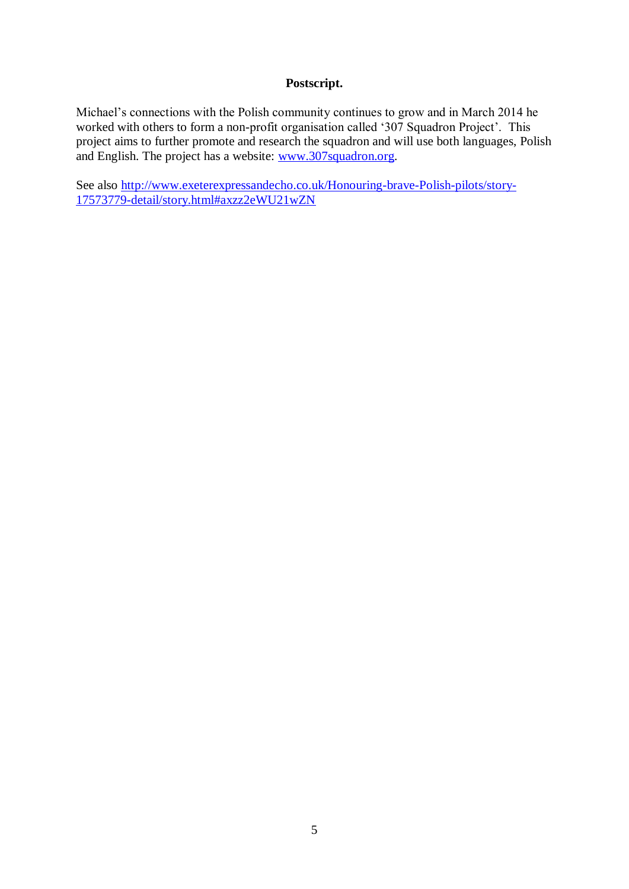**Postscript.**

Michael's connections with the Polish community continues to grow and in March 2014 he worked with others to form a non-profit organisation called '307 Squadron Project'. This project aims to further promote and research the squadron and will use both languages, Polish and English. The project has a website: [www.307squadron.org](http://www.307squadron.org).

See also [http://www.exeterexpressandecho.co.uk/Honouring-brave-Polish-pilots/story-17573779-detail/story.html#axzz2eWU21wZN](http://www.exeterexpressandecho.co.uk/Honouring-brave-Polish-pilots/story-17573779-detail/story.html#axzz2eWU21wZN)